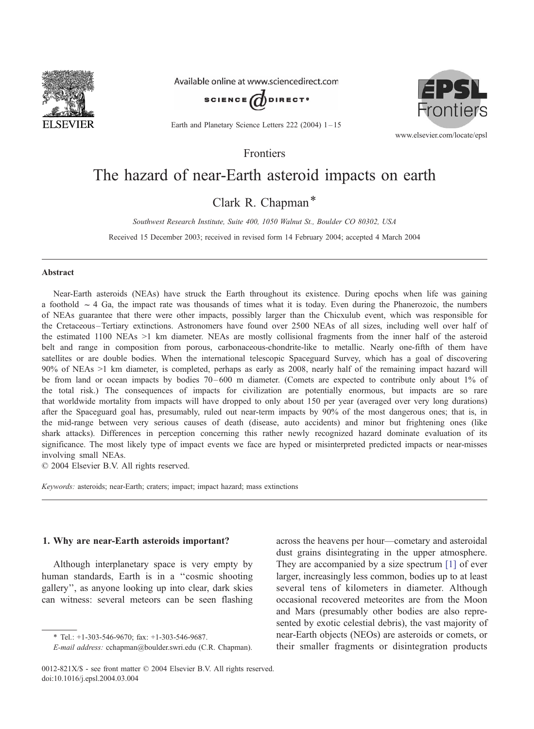Frontiers

# The hazard of near-Earth asteroid impacts on earth

Clark R. Chapman*

*Southwest Research Institute, Suite 400, 1050 Walnut St., Boulder CO 80302, USA*

Received 15 December 2003; received in revised form 14 February 2004; accepted 4 March 2004

## Abstract

Near-Earth asteroids (NEAs) have struck the Earth throughout its existence. During epochs when life was gaining a foothold ~ 4 Ga, the impact rate was thousands of times what it is today. Even during the Phanerozoic, the numbers of NEAs guarantee that there were other impacts, possibly larger than the Chicxulub event, which was responsible for the Cretaceous–Tertiary extinctions. Astronomers have found over 2500 NEAs of all sizes, including well over half of the estimated 1100 NEAs >1 km diameter. NEAs are mostly collisional fragments from the inner half of the asteroid belt and range in composition from porous, carbonaceous-chondrite-like to metallic. Nearly one-fifth of them have satellites or are double bodies. When the international telescopic Spaceguard Survey, which has a goal of discovering 90% of NEAs >1 km diameter, is completed, perhaps as early as 2008, nearly half of the remaining impact hazard will be from land or ocean impacts by bodies 70–600 m diameter. (Comets are expected to contribute only about 1% of the total risk.) The consequences of impacts for civilization are potentially enormous, but impacts are so rare that worldwide mortality from impacts will have dropped to only about 150 per year (averaged over very long durations) after the Spaceguard goal has, presumably, ruled out near-term impacts by 90% of the most dangerous ones; that is, in the mid-range between very serious causes of death (disease, auto accidents) and minor but frightening ones (like shark attacks). Differences in perception concerning this rather newly recognized hazard dominate evaluation of its significance. The most likely type of impact events we face are hyped or misinterpreted predicted impacts or near-misses involving small NEAs.

© 2004 Elsevier B.V. All rights reserved.

*Keywords:* asteroids; near-Earth; craters; impact; impact hazard; mass extinctions

## 1. Why are near-Earth asteroids important?

Although interplanetary space is very empty by human standards, Earth is in a ''cosmic shooting gallery'', as anyone looking up into clear, dark skies can witness: several meteors can be seen flashing across the heavens per hour—cometary and asteroidal dust grains disintegrating in the upper atmosphere. They are accompanied by a size spectrum [1] of ever larger, increasingly less common, bodies up to at least several tens of kilometers in diameter. Although occasional recovered meteorites are from the Moon and Mars (presumably other bodies are also represented by exotic celestial debris), the vast majority of near-Earth objects (NEOs) are asteroids or comets, or their smaller fragments or disintegration products

---

* Tel.: +1-303-546-9670; fax: +1-303-546-9687.
*E-mail address:* cchapman@boulder.swri.edu (C.R. Chapman).

0012-821X/$ - see front matter © 2004 Elsevier B.V. All rights reserved.
doi:10.1016/j.epsl.2004.03.004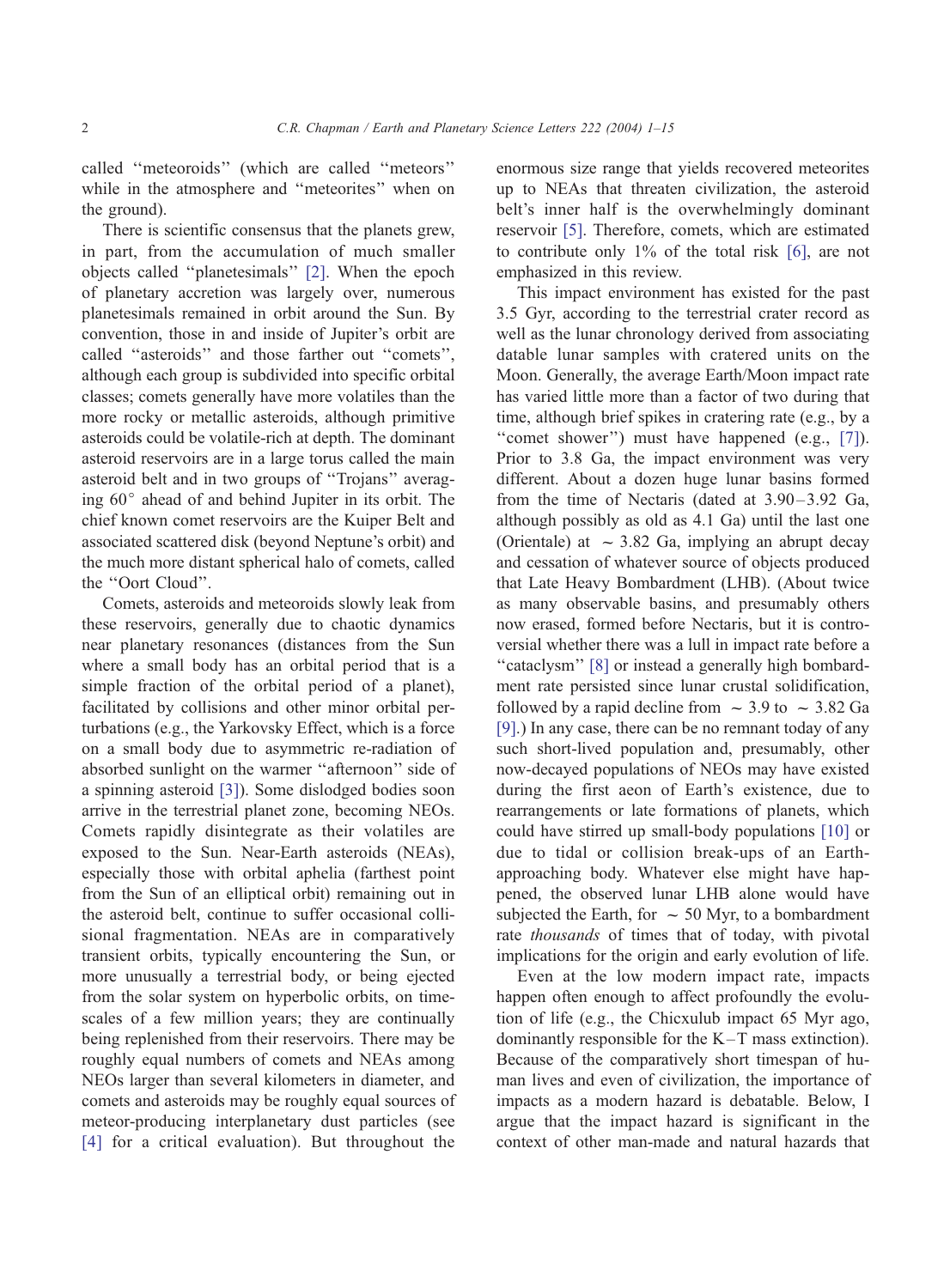called ''meteoroids'' (which are called ''meteors'' while in the atmosphere and ''meteorites'' when on the ground).

There is scientific consensus that the planets grew, in part, from the accumulation of much smaller objects called ''planetesimals'' [2]. When the epoch of planetary accretion was largely over, numerous planetesimals remained in orbit around the Sun. By convention, those in and inside of Jupiter's orbit are called ''asteroids'' and those farther out ''comets'', although each group is subdivided into specific orbital classes; comets generally have more volatiles than the more rocky or metallic asteroids, although primitive asteroids could be volatile-rich at depth. The dominant asteroid reservoirs are in a large torus called the main asteroid belt and in two groups of ''Trojans'' averaging 60° ahead of and behind Jupiter in its orbit. The chief known comet reservoirs are the Kuiper Belt and associated scattered disk (beyond Neptune's orbit) and the much more distant spherical halo of comets, called the ''Oort Cloud''.

Comets, asteroids and meteoroids slowly leak from these reservoirs, generally due to chaotic dynamics near planetary resonances (distances from the Sun where a small body has an orbital period that is a simple fraction of the orbital period of a planet), facilitated by collisions and other minor orbital perturbations (e.g., the Yarkovsky Effect, which is a force on a small body due to asymmetric re-radiation of absorbed sunlight on the warmer ''afternoon'' side of a spinning asteroid [3]). Some dislodged bodies soon arrive in the terrestrial planet zone, becoming NEOs. Comets rapidly disintegrate as their volatiles are exposed to the Sun. Near-Earth asteroids (NEAs), especially those with orbital aphelia (farthest point from the Sun of an elliptical orbit) remaining out in the asteroid belt, continue to suffer occasional collisional fragmentation. NEAs are in comparatively transient orbits, typically encountering the Sun, or more unusually a terrestrial body, or being ejected from the solar system on hyperbolic orbits, on timescales of a few million years; they are continually being replenished from their reservoirs. There may be roughly equal numbers of comets and NEAs among NEOs larger than several kilometers in diameter, and comets and asteroids may be roughly equal sources of meteor-producing interplanetary dust particles (see [4] for a critical evaluation). But throughout the enormous size range that yields recovered meteorites up to NEAs that threaten civilization, the asteroid belt's inner half is the overwhelmingly dominant reservoir [5]. Therefore, comets, which are estimated to contribute only 1% of the total risk [6], are not emphasized in this review.

This impact environment has existed for the past 3.5 Gyr, according to the terrestrial crater record as well as the lunar chronology derived from associating datable lunar samples with cratered units on the Moon. Generally, the average Earth/Moon impact rate has varied little more than a factor of two during that time, although brief spikes in cratering rate (e.g., by a ''comet shower'') must have happened (e.g., [7]). Prior to 3.8 Ga, the impact environment was very different. About a dozen huge lunar basins formed from the time of Nectaris (dated at 3.90–3.92 Ga, although possibly as old as 4.1 Ga) until the last one (Orientale) at $\sim$ 3.82 Ga, implying an abrupt decay and cessation of whatever source of objects produced that Late Heavy Bombardment (LHB). (About twice as many observable basins, and presumably others now erased, formed before Nectaris, but it is controversial whether there was a lull in impact rate before a ''cataclysm'' [8] or instead a generally high bombardment rate persisted since lunar crustal solidification, followed by a rapid decline from $\sim$ 3.9 to $\sim$ 3.82 Ga [9].) In any case, there can be no remnant today of any such short-lived population and, presumably, other now-decayed populations of NEOs may have existed during the first aeon of Earth's existence, due to rearrangements or late formations of planets, which could have stirred up small-body populations [10] or due to tidal or collision break-ups of an Earth-approaching body. Whatever else might have happened, the observed lunar LHB alone would have subjected the Earth, for $\sim$ 50 Myr, to a bombardment rate *thousands* of times that of today, with pivotal implications for the origin and early evolution of life.

Even at the low modern impact rate, impacts happen often enough to affect profoundly the evolution of life (e.g., the Chicxulub impact 65 Myr ago, dominantly responsible for the K–T mass extinction). Because of the comparatively short timespan of human lives and even of civilization, the importance of impacts as a modern hazard is debatable. Below, I argue that the impact hazard is significant in the context of other man-made and natural hazards that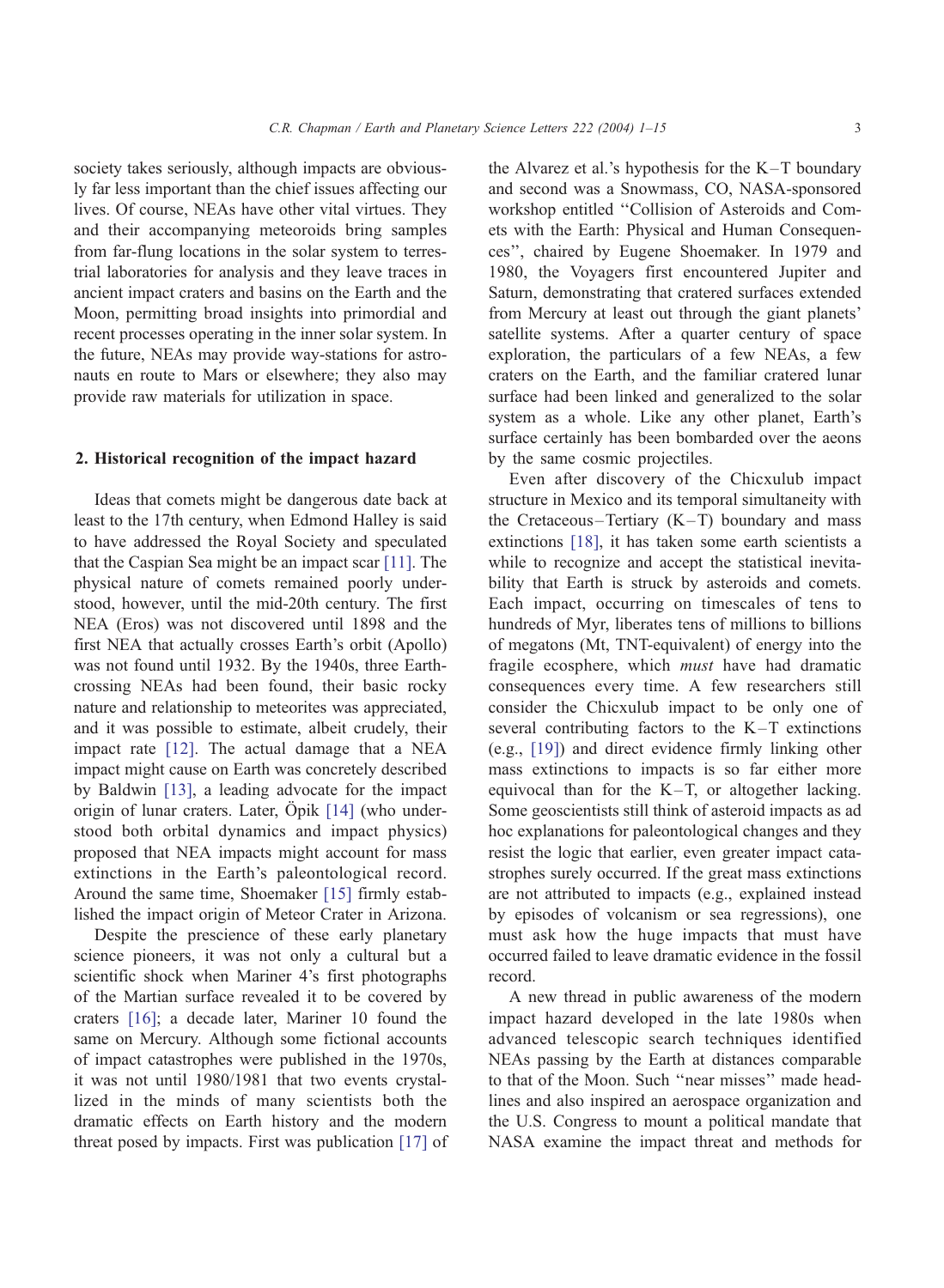society takes seriously, although impacts are obviously far less important than the chief issues affecting our lives. Of course, NEAs have other vital virtues. They and their accompanying meteoroids bring samples from far-flung locations in the solar system to terrestrial laboratories for analysis and they leave traces in ancient impact craters and basins on the Earth and the Moon, permitting broad insights into primordial and recent processes operating in the inner solar system. In the future, NEAs may provide way-stations for astronauts en route to Mars or elsewhere; they also may provide raw materials for utilization in space.

## 2. Historical recognition of the impact hazard

Ideas that comets might be dangerous date back at least to the 17th century, when Edmond Halley is said to have addressed the Royal Society and speculated that the Caspian Sea might be an impact scar [11]. The physical nature of comets remained poorly understood, however, until the mid-20th century. The first NEA (Eros) was not discovered until 1898 and the first NEA that actually crosses Earth's orbit (Apollo) was not found until 1932. By the 1940s, three Earth-crossing NEAs had been found, their basic rocky nature and relationship to meteorites was appreciated, and it was possible to estimate, albeit crudely, their impact rate [12]. The actual damage that a NEA impact might cause on Earth was concretely described by Baldwin [13], a leading advocate for the impact origin of lunar craters. Later, Öpik [14] (who understood both orbital dynamics and impact physics) proposed that NEA impacts might account for mass extinctions in the Earth's paleontological record. Around the same time, Shoemaker [15] firmly established the impact origin of Meteor Crater in Arizona.

Despite the prescience of these early planetary science pioneers, it was not only a cultural but a scientific shock when Mariner 4's first photographs of the Martian surface revealed it to be covered by craters [16]; a decade later, Mariner 10 found the same on Mercury. Although some fictional accounts of impact catastrophes were published in the 1970s, it was not until 1980/1981 that two events crystallized in the minds of many scientists both the dramatic effects on Earth history and the modern threat posed by impacts. First was publication [17] of the Alvarez et al.'s hypothesis for the K–T boundary and second was a Snowmass, CO, NASA-sponsored workshop entitled ''Collision of Asteroids and Comets with the Earth: Physical and Human Consequences'', chaired by Eugene Shoemaker. In 1979 and 1980, the Voyagers first encountered Jupiter and Saturn, demonstrating that cratered surfaces extended from Mercury at least out through the giant planets' satellite systems. After a quarter century of space exploration, the particulars of a few NEAs, a few craters on the Earth, and the familiar cratered lunar surface had been linked and generalized to the solar system as a whole. Like any other planet, Earth's surface certainly has been bombarded over the aeons by the same cosmic projectiles.

Even after discovery of the Chicxulub impact structure in Mexico and its temporal simultaneity with the Cretaceous–Tertiary (K–T) boundary and mass extinctions [18], it has taken some earth scientists a while to recognize and accept the statistical inevitability that Earth is struck by asteroids and comets. Each impact, occurring on timescales of tens to hundreds of Myr, liberates tens of millions to billions of megatons (Mt, TNT-equivalent) of energy into the fragile ecosphere, which *must* have had dramatic consequences every time. A few researchers still consider the Chicxulub impact to be only one of several contributing factors to the K–T extinctions (e.g., [19]) and direct evidence firmly linking other mass extinctions to impacts is so far either more equivocal than for the K–T, or altogether lacking. Some geoscientists still think of asteroid impacts as ad hoc explanations for paleontological changes and they resist the logic that earlier, even greater impact catastrophes surely occurred. If the great mass extinctions are not attributed to impacts (e.g., explained instead by episodes of volcanism or sea regressions), one must ask how the huge impacts that must have occurred failed to leave dramatic evidence in the fossil record.

A new thread in public awareness of the modern impact hazard developed in the late 1980s when advanced telescopic search techniques identified NEAs passing by the Earth at distances comparable to that of the Moon. Such ''near misses'' made headlines and also inspired an aerospace organization and the U.S. Congress to mount a political mandate that NASA examine the impact threat and methods for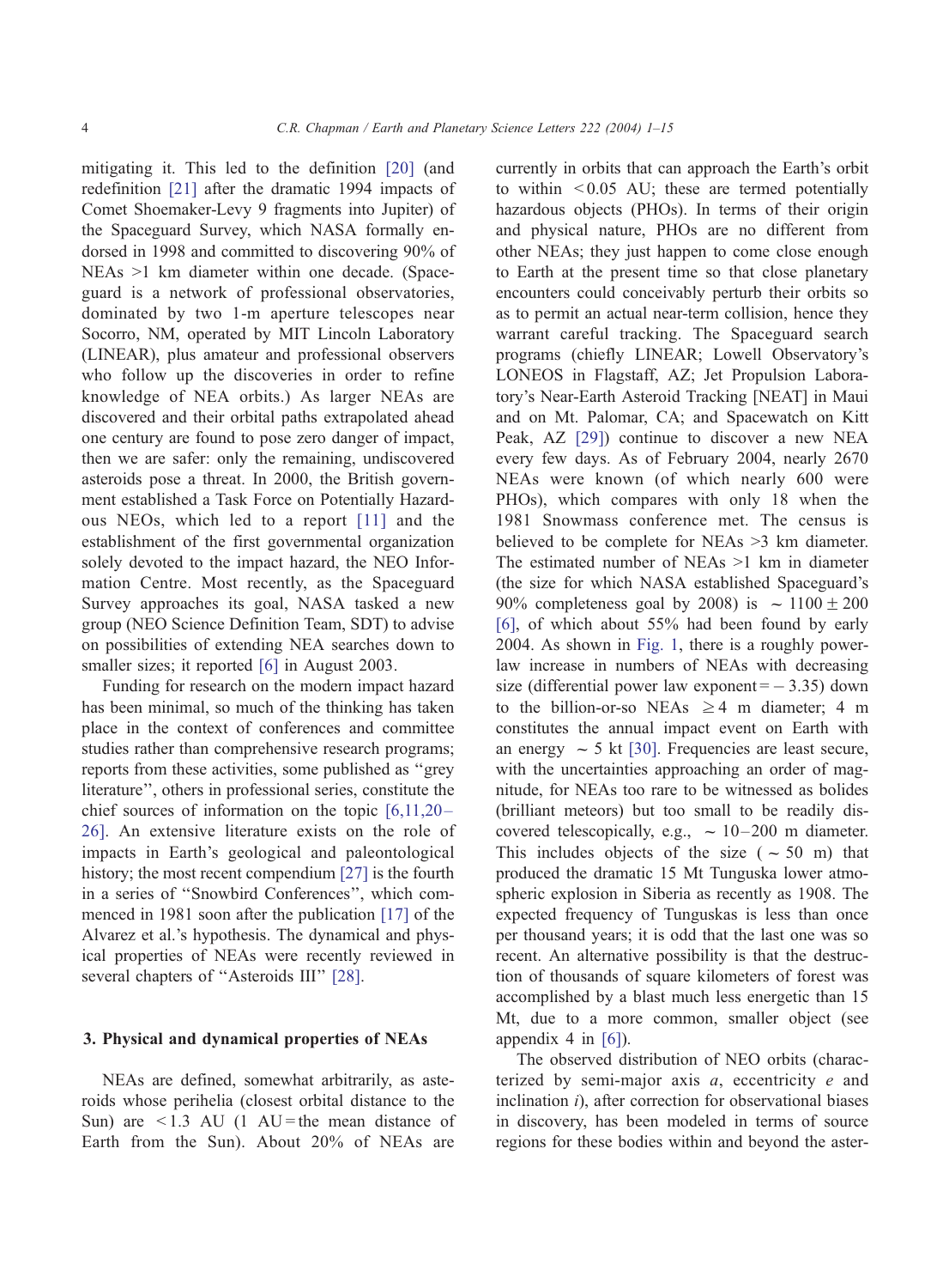mitigating it. This led to the definition [20] (and redefinition [21] after the dramatic 1994 impacts of Comet Shoemaker-Levy 9 fragments into Jupiter) of the Spaceguard Survey, which NASA formally endorsed in 1998 and committed to discovering 90% of NEAs >1 km diameter within one decade. (Spaceguard is a network of professional observatories, dominated by two 1-m aperture telescopes near Socorro, NM, operated by MIT Lincoln Laboratory (LINEAR), plus amateur and professional observers who follow up the discoveries in order to refine knowledge of NEA orbits.) As larger NEAs are discovered and their orbital paths extrapolated ahead one century are found to pose zero danger of impact, then we are safer: only the remaining, undiscovered asteroids pose a threat. In 2000, the British government established a Task Force on Potentially Hazardous NEOs, which led to a report [11] and the establishment of the first governmental organization solely devoted to the impact hazard, the NEO Information Centre. Most recently, as the Spaceguard Survey approaches its goal, NASA tasked a new group (NEO Science Definition Team, SDT) to advise on possibilities of extending NEA searches down to smaller sizes; it reported [6] in August 2003.

Funding for research on the modern impact hazard has been minimal, so much of the thinking has taken place in the context of conferences and committee studies rather than comprehensive research programs; reports from these activities, some published as ''grey literature'', others in professional series, constitute the chief sources of information on the topic [6,11,20–26]. An extensive literature exists on the role of impacts in Earth's geological and paleontological history; the most recent compendium [27] is the fourth in a series of ''Snowbird Conferences'', which commenced in 1981 soon after the publication [17] of the Alvarez et al.'s hypothesis. The dynamical and physical properties of NEAs were recently reviewed in several chapters of ''Asteroids III'' [28].

## 3. Physical and dynamical properties of NEAs

NEAs are defined, somewhat arbitrarily, as asteroids whose perihelia (closest orbital distance to the Sun) are < 1.3 AU (1 AU = the mean distance of Earth from the Sun). About 20% of NEAs are currently in orbits that can approach the Earth's orbit to within < 0.05 AU; these are termed potentially hazardous objects (PHOs). In terms of their origin and physical nature, PHOs are no different from other NEAs; they just happen to come close enough to Earth at the present time so that close planetary encounters could conceivably perturb their orbits so as to permit an actual near-term collision, hence they warrant careful tracking. The Spaceguard search programs (chiefly LINEAR; Lowell Observatory's LONEOS in Flagstaff, AZ; Jet Propulsion Laboratory's Near-Earth Asteroid Tracking [NEAT] in Maui and on Mt. Palomar, CA; and Spacewatch on Kitt Peak, AZ [29]) continue to discover a new NEA every few days. As of February 2004, nearly 2670 NEAs were known (of which nearly 600 were PHOs), which compares with only 18 when the 1981 Snowmass conference met. The census is believed to be complete for NEAs >3 km diameter. The estimated number of NEAs >1 km in diameter (the size for which NASA established Spaceguard's 90% completeness goal by 2008) is $\sim 1100 \pm 200$ [6], of which about 55% had been found by early 2004. As shown in Fig. 1, there is a roughly power-law increase in numbers of NEAs with decreasing size (differential power law exponent = − 3.35) down to the billion-or-so NEAs $\geq 4$ m diameter; 4 m constitutes the annual impact event on Earth with an energy $\sim 5$ kt [30]. Frequencies are least secure, with the uncertainties approaching an order of magnitude, for NEAs too rare to be witnessed as bolides (brilliant meteors) but too small to be readily discovered telescopically, e.g., $\sim 10$–200 m diameter. This includes objects of the size ($\sim 50$ m) that produced the dramatic 15 Mt Tunguska lower atmospheric explosion in Siberia as recently as 1908. The expected frequency of Tunguskas is less than once per thousand years; it is odd that the last one was so recent. An alternative possibility is that the destruction of thousands of square kilometers of forest was accomplished by a blast much less energetic than 15 Mt, due to a more common, smaller object (see appendix 4 in [6]).

The observed distribution of NEO orbits (characterized by semi-major axis $a$, eccentricity $e$ and inclination $i$), after correction for observational biases in discovery, has been modeled in terms of source regions for these bodies within and beyond the aster-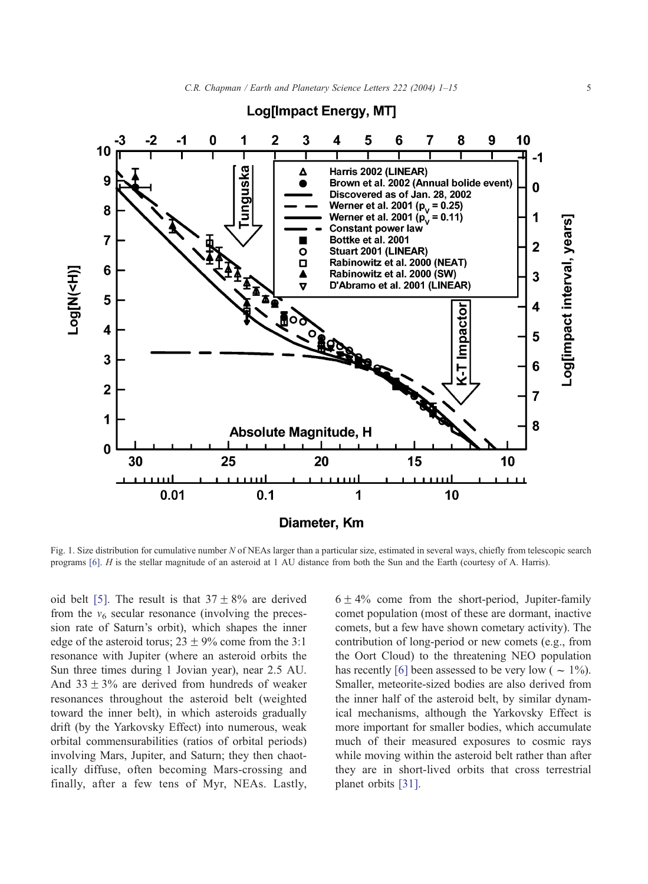Fig. 1. Size distribution for cumulative number $N$ of NEAs larger than a particular size, estimated in several ways, chiefly from telescopic search programs [6]. $H$ is the stellar magnitude of an asteroid at 1 AU distance from both the Sun and the Earth (courtesy of A. Harris).

oid belt [5]. The result is that $37 \pm 8\%$ are derived from the $v_6$ secular resonance (involving the precession rate of Saturn's orbit), which shapes the inner edge of the asteroid torus; $23 \pm 9\%$ come from the 3:1 resonance with Jupiter (where an asteroid orbits the Sun three times during 1 Jovian year), near 2.5 AU. And $33 \pm 3\%$ are derived from hundreds of weaker resonances throughout the asteroid belt (weighted toward the inner belt), in which asteroids gradually drift (by the Yarkovsky Effect) into numerous, weak orbital commensurabilities (ratios of orbital periods) involving Mars, Jupiter, and Saturn; they then chaotically diffuse, often becoming Mars-crossing and finally, after a few tens of Myr, NEAs. Lastly, $6 \pm 4\%$ come from the short-period, Jupiter-family comet population (most of these are dormant, inactive comets, but a few have shown cometary activity). The contribution of long-period or new comets (e.g., from the Oort Cloud) to the threatening NEO population has recently [6] been assessed to be very low ( $\sim$ 1%). Smaller, meteorite-sized bodies are also derived from the inner half of the asteroid belt, by similar dynamical mechanisms, although the Yarkovsky Effect is more important for smaller bodies, which accumulate much of their measured exposures to cosmic rays while moving within the asteroid belt rather than after they are in short-lived orbits that cross terrestrial planet orbits [31].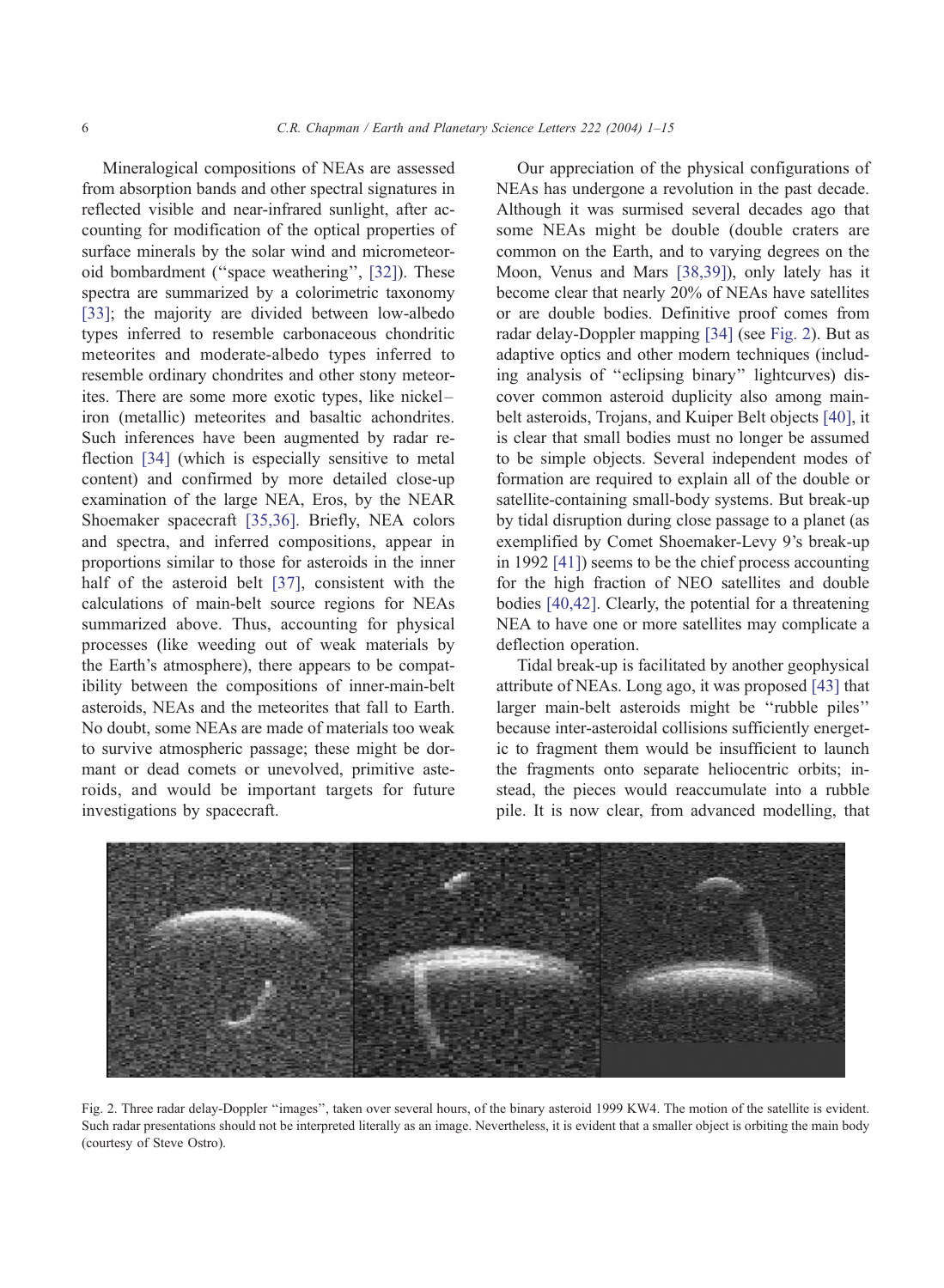Mineralogical compositions of NEAs are assessed from absorption bands and other spectral signatures in reflected visible and near-infrared sunlight, after accounting for modification of the optical properties of surface minerals by the solar wind and micrometeoroid bombardment (''space weathering'', [32]). These spectra are summarized by a colorimetric taxonomy [33]; the majority are divided between low-albedo types inferred to resemble carbonaceous chondritic meteorites and moderate-albedo types inferred to resemble ordinary chondrites and other stony meteorites. There are some more exotic types, like nickel–iron (metallic) meteorites and basaltic achondrites. Such inferences have been augmented by radar reflection [34] (which is especially sensitive to metal content) and confirmed by more detailed close-up examination of the large NEA, Eros, by the NEAR Shoemaker spacecraft [35,36]. Briefly, NEA colors and spectra, and inferred compositions, appear in proportions similar to those for asteroids in the inner half of the asteroid belt [37], consistent with the calculations of main-belt source regions for NEAs summarized above. Thus, accounting for physical processes (like weeding out of weak materials by the Earth's atmosphere), there appears to be compatibility between the compositions of inner-main-belt asteroids, NEAs and the meteorites that fall to Earth. No doubt, some NEAs are made of materials too weak to survive atmospheric passage; these might be dormant or dead comets or unevolved, primitive asteroids, and would be important targets for future investigations by spacecraft.

Our appreciation of the physical configurations of NEAs has undergone a revolution in the past decade. Although it was surmised several decades ago that some NEAs might be double (double craters are common on the Earth, and to varying degrees on the Moon, Venus and Mars [38,39]), only lately has it become clear that nearly 20% of NEAs have satellites or are double bodies. Definitive proof comes from radar delay-Doppler mapping [34] (see Fig. 2). But as adaptive optics and other modern techniques (including analysis of ''eclipsing binary'' lightcurves) discover common asteroid duplicity also among main-belt asteroids, Trojans, and Kuiper Belt objects [40], it is clear that small bodies must no longer be assumed to be simple objects. Several independent modes of formation are required to explain all of the double or satellite-containing small-body systems. But break-up by tidal disruption during close passage to a planet (as exemplified by Comet Shoemaker-Levy 9's break-up in 1992 [41]) seems to be the chief process accounting for the high fraction of NEO satellites and double bodies [40,42]. Clearly, the potential for a threatening NEA to have one or more satellites may complicate a deflection operation.

Tidal break-up is facilitated by another geophysical attribute of NEAs. Long ago, it was proposed [43] that larger main-belt asteroids might be ''rubble piles'' because inter-asteroidal collisions sufficiently energetic to fragment them would be insufficient to launch the fragments onto separate heliocentric orbits; instead, the pieces would reaccumulate into a rubble pile. It is now clear, from advanced modelling, that

Fig. 2. Three radar delay-Doppler ''images'', taken over several hours, of the binary asteroid 1999 KW4. The motion of the satellite is evident. Such radar presentations should not be interpreted literally as an image. Nevertheless, it is evident that a smaller object is orbiting the main body (courtesy of Steve Ostro).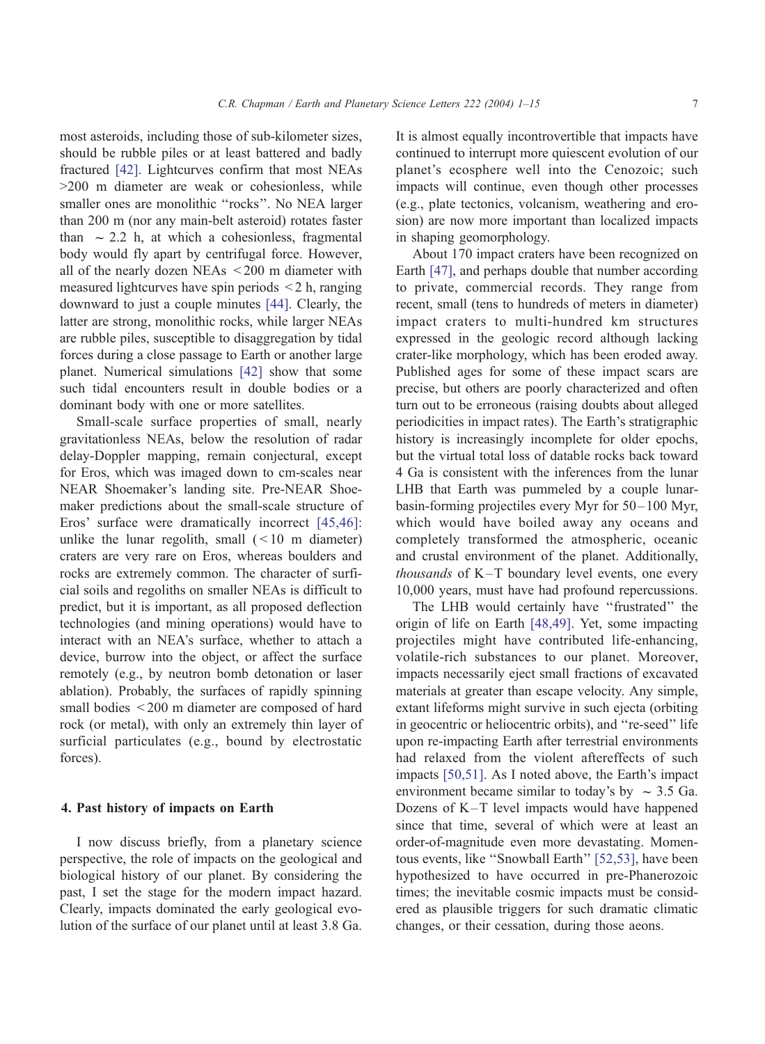most asteroids, including those of sub-kilometer sizes, should be rubble piles or at least battered and badly fractured [42]. Lightcurves confirm that most NEAs >200 m diameter are weak or cohesionless, while smaller ones are monolithic ‘‘rocks’’. No NEA larger than 200 m (nor any main-belt asteroid) rotates faster than $\sim 2.2$ h, at which a cohesionless, fragmental body would fly apart by centrifugal force. However, all of the nearly dozen NEAs $< 200$ m diameter with measured lightcurves have spin periods $< 2$ h, ranging downward to just a couple minutes [44]. Clearly, the latter are strong, monolithic rocks, while larger NEAs are rubble piles, susceptible to disaggregation by tidal forces during a close passage to Earth or another large planet. Numerical simulations [42] show that some such tidal encounters result in double bodies or a dominant body with one or more satellites.

Small-scale surface properties of small, nearly gravitationless NEAs, below the resolution of radar delay-Doppler mapping, remain conjectural, except for Eros, which was imaged down to cm-scales near NEAR Shoemaker’s landing site. Pre-NEAR Shoemaker predictions about the small-scale structure of Eros’ surface were dramatically incorrect [45,46]: unlike the lunar regolith, small ($< 10$ m diameter) craters are very rare on Eros, whereas boulders and rocks are extremely common. The character of surficial soils and regoliths on smaller NEAs is difficult to predict, but it is important, as all proposed deflection technologies (and mining operations) would have to interact with an NEA’s surface, whether to attach a device, burrow into the object, or affect the surface remotely (e.g., by neutron bomb detonation or laser ablation). Probably, the surfaces of rapidly spinning small bodies $< 200$ m diameter are composed of hard rock (or metal), with only an extremely thin layer of surficial particulates (e.g., bound by electrostatic forces).

## 4. Past history of impacts on Earth

I now discuss briefly, from a planetary science perspective, the role of impacts on the geological and biological history of our planet. By considering the past, I set the stage for the modern impact hazard. Clearly, impacts dominated the early geological evolution of the surface of our planet until at least 3.8 Ga. It is almost equally incontrovertible that impacts have continued to interrupt more quiescent evolution of our planet’s ecosphere well into the Cenozoic; such impacts will continue, even though other processes (e.g., plate tectonics, volcanism, weathering and erosion) are now more important than localized impacts in shaping geomorphology.

About 170 impact craters have been recognized on Earth [47], and perhaps double that number according to private, commercial records. They range from recent, small (tens to hundreds of meters in diameter) impact craters to multi-hundred km structures expressed in the geologic record although lacking crater-like morphology, which has been eroded away. Published ages for some of these impact scars are precise, but others are poorly characterized and often turn out to be erroneous (raising doubts about alleged periodicities in impact rates). The Earth’s stratigraphic history is increasingly incomplete for older epochs, but the virtual total loss of datable rocks back toward 4 Ga is consistent with the inferences from the lunar LHB that Earth was pummeled by a couple lunar-basin-forming projectiles every Myr for 50–100 Myr, which would have boiled away any oceans and completely transformed the atmospheric, oceanic and crustal environment of the planet. Additionally, *thousands* of K–T boundary level events, one every 10,000 years, must have had profound repercussions.

The LHB would certainly have ‘‘frustrated’’ the origin of life on Earth [48,49]. Yet, some impacting projectiles might have contributed life-enhancing, volatile-rich substances to our planet. Moreover, impacts necessarily eject small fractions of excavated materials at greater than escape velocity. Any simple, extant lifeforms might survive in such ejecta (orbiting in geocentric or heliocentric orbits), and ‘‘re-seed’’ life upon re-impacting Earth after terrestrial environments had relaxed from the violent aftereffects of such impacts [50,51]. As I noted above, the Earth’s impact environment became similar to today’s by $\sim 3.5$ Ga. Dozens of K–T level impacts would have happened since that time, several of which were at least an order-of-magnitude even more devastating. Momentous events, like ‘‘Snowball Earth’’ [52,53], have been hypothesized to have occurred in pre-Phanerozoic times; the inevitable cosmic impacts must be considered as plausible triggers for such dramatic climatic changes, or their cessation, during those aeons.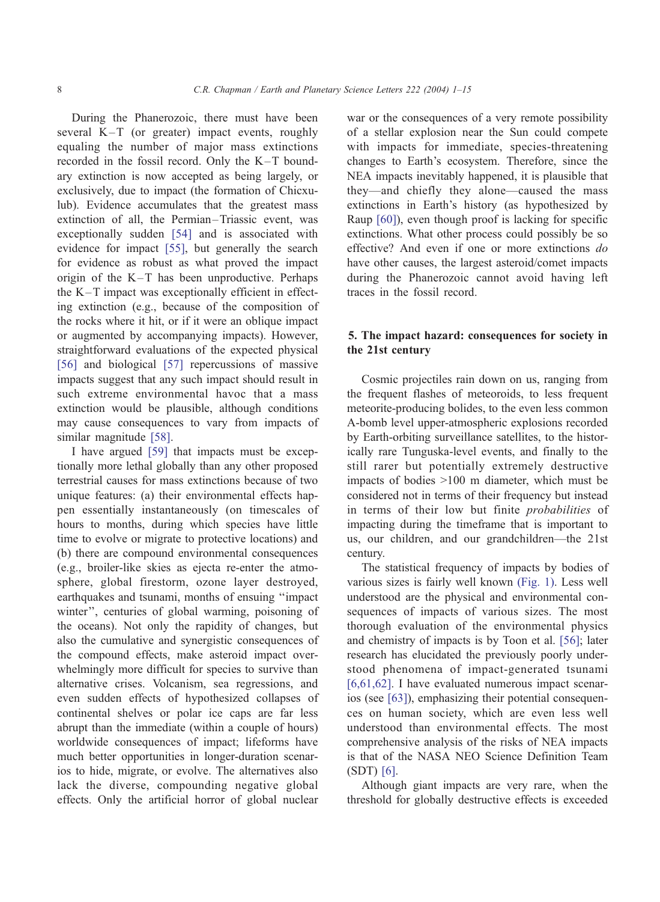During the Phanerozoic, there must have been several K–T (or greater) impact events, roughly equaling the number of major mass extinctions recorded in the fossil record. Only the K–T boundary extinction is now accepted as being largely, or exclusively, due to impact (the formation of Chicxulub). Evidence accumulates that the greatest mass extinction of all, the Permian–Triassic event, was exceptionally sudden [54] and is associated with evidence for impact [55], but generally the search for evidence as robust as what proved the impact origin of the K–T has been unproductive. Perhaps the K–T impact was exceptionally efficient in effecting extinction (e.g., because of the composition of the rocks where it hit, or if it were an oblique impact or augmented by accompanying impacts). However, straightforward evaluations of the expected physical [56] and biological [57] repercussions of massive impacts suggest that any such impact should result in such extreme environmental havoc that a mass extinction would be plausible, although conditions may cause consequences to vary from impacts of similar magnitude [58].

I have argued [59] that impacts must be exceptionally more lethal globally than any other proposed terrestrial causes for mass extinctions because of two unique features: (a) their environmental effects happen essentially instantaneously (on timescales of hours to months, during which species have little time to evolve or migrate to protective locations) and (b) there are compound environmental consequences (e.g., broiler-like skies as ejecta re-enter the atmosphere, global firestorm, ozone layer destroyed, earthquakes and tsunami, months of ensuing "impact winter", centuries of global warming, poisoning of the oceans). Not only the rapidity of changes, but also the cumulative and synergistic consequences of the compound effects, make asteroid impact overwhelmingly more difficult for species to survive than alternative crises. Volcanism, sea regressions, and even sudden effects of hypothesized collapses of continental shelves or polar ice caps are far less abrupt than the immediate (within a couple of hours) worldwide consequences of impact; lifeforms have much better opportunities in longer-duration scenarios to hide, migrate, or evolve. The alternatives also lack the diverse, compounding negative global effects. Only the artificial horror of global nuclear war or the consequences of a very remote possibility of a stellar explosion near the Sun could compete with impacts for immediate, species-threatening changes to Earth's ecosystem. Therefore, since the NEA impacts inevitably happened, it is plausible that they—and chiefly they alone—caused the mass extinctions in Earth's history (as hypothesized by Raup [60]), even though proof is lacking for specific extinctions. What other process could possibly be so effective? And even if one or more extinctions *do* have other causes, the largest asteroid/comet impacts during the Phanerozoic cannot avoid having left traces in the fossil record.

## 5. The impact hazard: consequences for society in the 21st century

Cosmic projectiles rain down on us, ranging from the frequent flashes of meteoroids, to less frequent meteorite-producing bolides, to the even less common A-bomb level upper-atmospheric explosions recorded by Earth-orbiting surveillance satellites, to the historically rare Tunguska-level events, and finally to the still rarer but potentially extremely destructive impacts of bodies >100 m diameter, which must be considered not in terms of their frequency but instead in terms of their low but finite *probabilities* of impacting during the timeframe that is important to us, our children, and our grandchildren—the 21st century.

The statistical frequency of impacts by bodies of various sizes is fairly well known (Fig. 1). Less well understood are the physical and environmental consequences of impacts of various sizes. The most thorough evaluation of the environmental physics and chemistry of impacts is by Toon et al. [56]; later research has elucidated the previously poorly understood phenomena of impact-generated tsunami [6,61,62]. I have evaluated numerous impact scenarios (see [63]), emphasizing their potential consequences on human society, which are even less well understood than environmental effects. The most comprehensive analysis of the risks of NEA impacts is that of the NASA NEO Science Definition Team (SDT) [6].

Although giant impacts are very rare, when the threshold for globally destructive effects is exceeded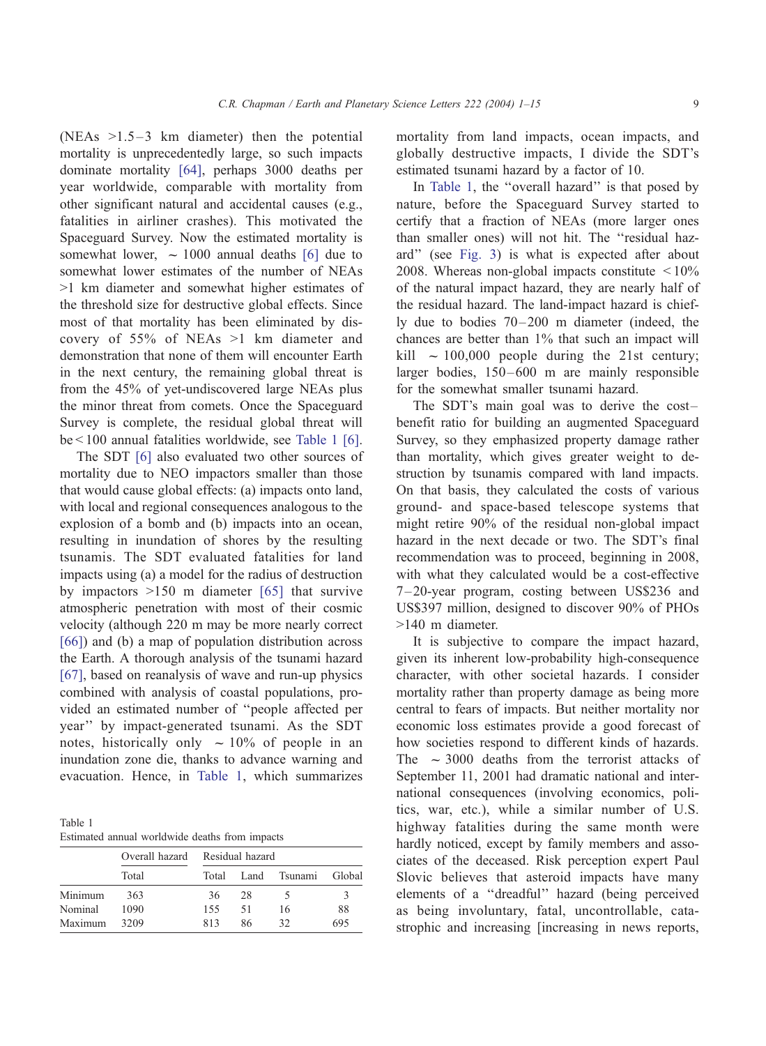(NEAs >1.5–3 km diameter) then the potential mortality is unprecedentedly large, so such impacts dominate mortality [64], perhaps 3000 deaths per year worldwide, comparable with mortality from other significant natural and accidental causes (e.g., fatalities in airliner crashes). This motivated the Spaceguard Survey. Now the estimated mortality is somewhat lower, ~ 1000 annual deaths [6] due to somewhat lower estimates of the number of NEAs >1 km diameter and somewhat higher estimates of the threshold size for destructive global effects. Since most of that mortality has been eliminated by discovery of 55% of NEAs >1 km diameter and demonstration that none of them will encounter Earth in the next century, the remaining global threat is from the 45% of yet-undiscovered large NEAs plus the minor threat from comets. Once the Spaceguard Survey is complete, the residual global threat will be < 100 annual fatalities worldwide, see Table 1 [6].

The SDT [6] also evaluated two other sources of mortality due to NEO impactors smaller than those that would cause global effects: (a) impacts onto land, with local and regional consequences analogous to the explosion of a bomb and (b) impacts into an ocean, resulting in inundation of shores by the resulting tsunamis. The SDT evaluated fatalities for land impacts using (a) a model for the radius of destruction by impactors >150 m diameter [65] that survive atmospheric penetration with most of their cosmic velocity (although 220 m may be more nearly correct [66]) and (b) a map of population distribution across the Earth. A thorough analysis of the tsunami hazard [67], based on reanalysis of wave and run-up physics combined with analysis of coastal populations, provided an estimated number of "people affected per year" by impact-generated tsunami. As the SDT notes, historically only ~ 10% of people in an inundation zone die, thanks to advance warning and evacuation. Hence, in Table 1, which summarizes mortality from land impacts, ocean impacts, and globally destructive impacts, I divide the SDT's estimated tsunami hazard by a factor of 10.

Table 1
Estimated annual worldwide deaths from impacts

| | Overall hazard | Residual hazard | | | |
|---|---|---|---|---|---|
| | Total | Total | Land | Tsunami | Global |
| Minimum | 363 | 36 | 28 | 5 | 3 |
| Nominal | 1090 | 155 | 51 | 16 | 88 |
| Maximum | 3209 | 813 | 86 | 32 | 695 |

In Table 1, the "overall hazard" is that posed by nature, before the Spaceguard Survey started to certify that a fraction of NEAs (more larger ones than smaller ones) will not hit. The "residual hazard" (see Fig. 3) is what is expected after about 2008. Whereas non-global impacts constitute < 10% of the natural impact hazard, they are nearly half of the residual hazard. The land-impact hazard is chiefly due to bodies 70–200 m diameter (indeed, the chances are better than 1% that such an impact will kill ~ 100,000 people during the 21st century; larger bodies, 150–600 m are mainly responsible for the somewhat smaller tsunami hazard.

The SDT's main goal was to derive the cost–benefit ratio for building an augmented Spaceguard Survey, so they emphasized property damage rather than mortality, which gives greater weight to destruction by tsunamis compared with land impacts. On that basis, they calculated the costs of various ground- and space-based telescope systems that might retire 90% of the residual non-global impact hazard in the next decade or two. The SDT's final recommendation was to proceed, beginning in 2008, with what they calculated would be a cost-effective 7–20-year program, costing between US$236 and US$397 million, designed to discover 90% of PHOs >140 m diameter.

It is subjective to compare the impact hazard, given its inherent low-probability high-consequence character, with other societal hazards. I consider mortality rather than property damage as being more central to fears of impacts. But neither mortality nor economic loss estimates provide a good forecast of how societies respond to different kinds of hazards. The ~ 3000 deaths from the terrorist attacks of September 11, 2001 had dramatic national and international consequences (involving economics, politics, war, etc.), while a similar number of U.S. highway fatalities during the same month were hardly noticed, except by family members and associates of the deceased. Risk perception expert Paul Slovic believes that asteroid impacts have many elements of a "dreadful" hazard (being perceived as being involuntary, fatal, uncontrollable, catastrophic and increasing [increasing in news reports,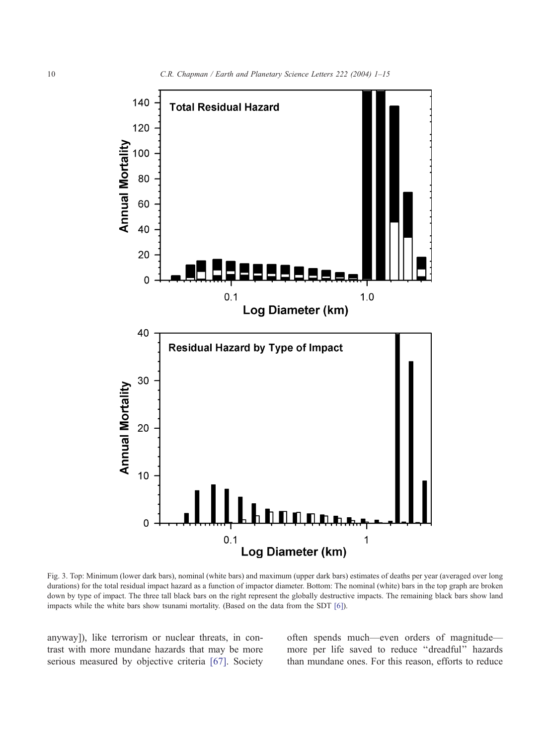Fig. 3. Top: Minimum (lower dark bars), nominal (white bars) and maximum (upper dark bars) estimates of deaths per year (averaged over long durations) for the total residual impact hazard as a function of impactor diameter. Bottom: The nominal (white) bars in the top graph are broken down by type of impact. The three tall black bars on the right represent the globally destructive impacts. The remaining black bars show land impacts while the white bars show tsunami mortality. (Based on the data from the SDT [6]).

anyway]), like terrorism or nuclear threats, in contrast with more mundane hazards that may be more serious measured by objective criteria [67]. Society often spends much—even orders of magnitude—more per life saved to reduce "dreadful" hazards than mundane ones. For this reason, efforts to reduce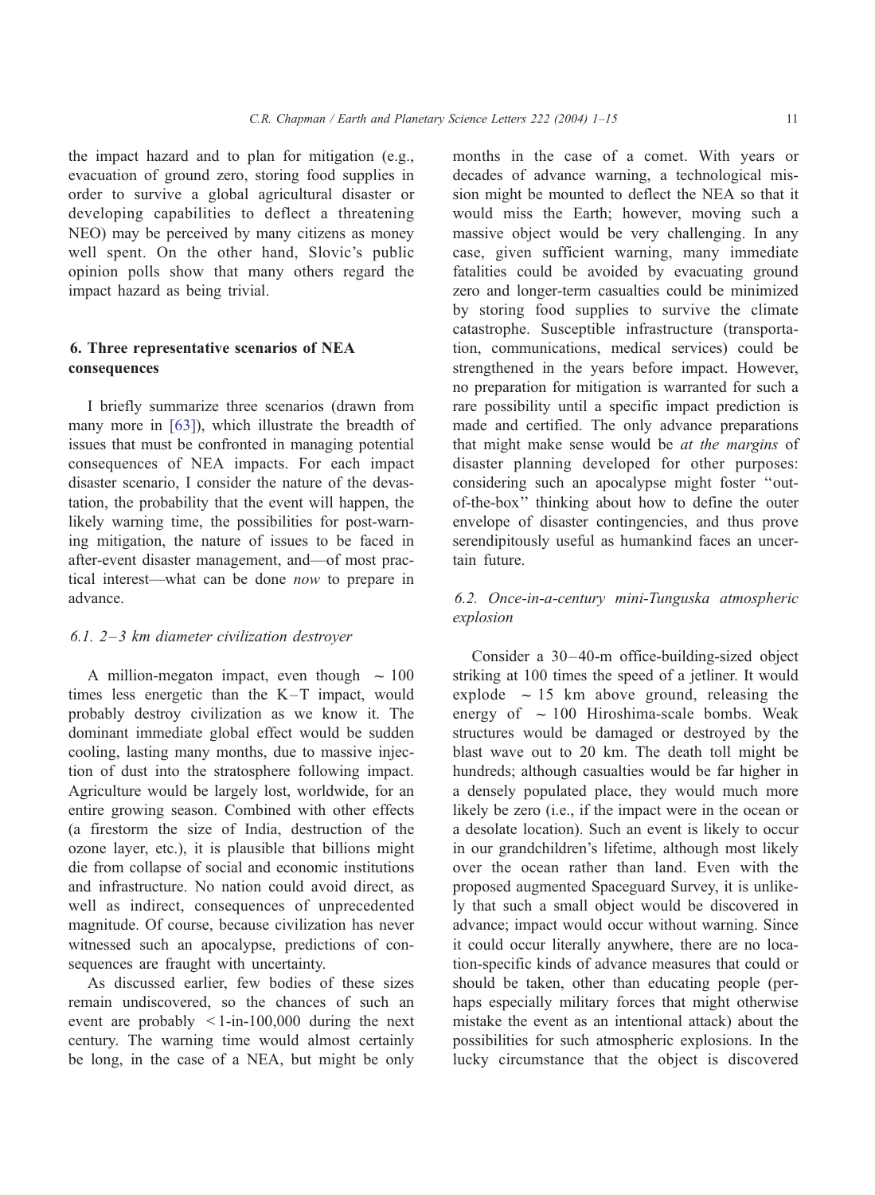the impact hazard and to plan for mitigation (e.g., evacuation of ground zero, storing food supplies in order to survive a global agricultural disaster or developing capabilities to deflect a threatening NEO) may be perceived by many citizens as money well spent. On the other hand, Slovic's public opinion polls show that many others regard the impact hazard as being trivial.

## 6. Three representative scenarios of NEA consequences

I briefly summarize three scenarios (drawn from many more in [63]), which illustrate the breadth of issues that must be confronted in managing potential consequences of NEA impacts. For each impact disaster scenario, I consider the nature of the devastation, the probability that the event will happen, the likely warning time, the possibilities for post-warning mitigation, the nature of issues to be faced in after-event disaster management, and—of most practical interest—what can be done *now* to prepare in advance.

### *6.1. 2–3 km diameter civilization destroyer*

A million-megaton impact, even though ∼ 100 times less energetic than the K–T impact, would probably destroy civilization as we know it. The dominant immediate global effect would be sudden cooling, lasting many months, due to massive injection of dust into the stratosphere following impact. Agriculture would be largely lost, worldwide, for an entire growing season. Combined with other effects (a firestorm the size of India, destruction of the ozone layer, etc.), it is plausible that billions might die from collapse of social and economic institutions and infrastructure. No nation could avoid direct, as well as indirect, consequences of unprecedented magnitude. Of course, because civilization has never witnessed such an apocalypse, predictions of consequences are fraught with uncertainty.

As discussed earlier, few bodies of these sizes remain undiscovered, so the chances of such an event are probably < 1-in-100,000 during the next century. The warning time would almost certainly be long, in the case of a NEA, but might be only months in the case of a comet. With years or decades of advance warning, a technological mission might be mounted to deflect the NEA so that it would miss the Earth; however, moving such a massive object would be very challenging. In any case, given sufficient warning, many immediate fatalities could be avoided by evacuating ground zero and longer-term casualties could be minimized by storing food supplies to survive the climate catastrophe. Susceptible infrastructure (transportation, communications, medical services) could be strengthened in the years before impact. However, no preparation for mitigation is warranted for such a rare possibility until a specific impact prediction is made and certified. The only advance preparations that might make sense would be *at the margins* of disaster planning developed for other purposes: considering such an apocalypse might foster ''out-of-the-box'' thinking about how to define the outer envelope of disaster contingencies, and thus prove serendipitously useful as humankind faces an uncertain future.

### *6.2. Once-in-a-century mini-Tunguska atmospheric explosion*

Consider a 30–40-m office-building-sized object striking at 100 times the speed of a jetliner. It would explode ∼ 15 km above ground, releasing the energy of ∼ 100 Hiroshima-scale bombs. Weak structures would be damaged or destroyed by the blast wave out to 20 km. The death toll might be hundreds; although casualties would be far higher in a densely populated place, they would much more likely be zero (i.e., if the impact were in the ocean or a desolate location). Such an event is likely to occur in our grandchildren's lifetime, although most likely over the ocean rather than land. Even with the proposed augmented Spaceguard Survey, it is unlikely that such a small object would be discovered in advance; impact would occur without warning. Since it could occur literally anywhere, there are no location-specific kinds of advance measures that could or should be taken, other than educating people (perhaps especially military forces that might otherwise mistake the event as an intentional attack) about the possibilities for such atmospheric explosions. In the lucky circumstance that the object is discovered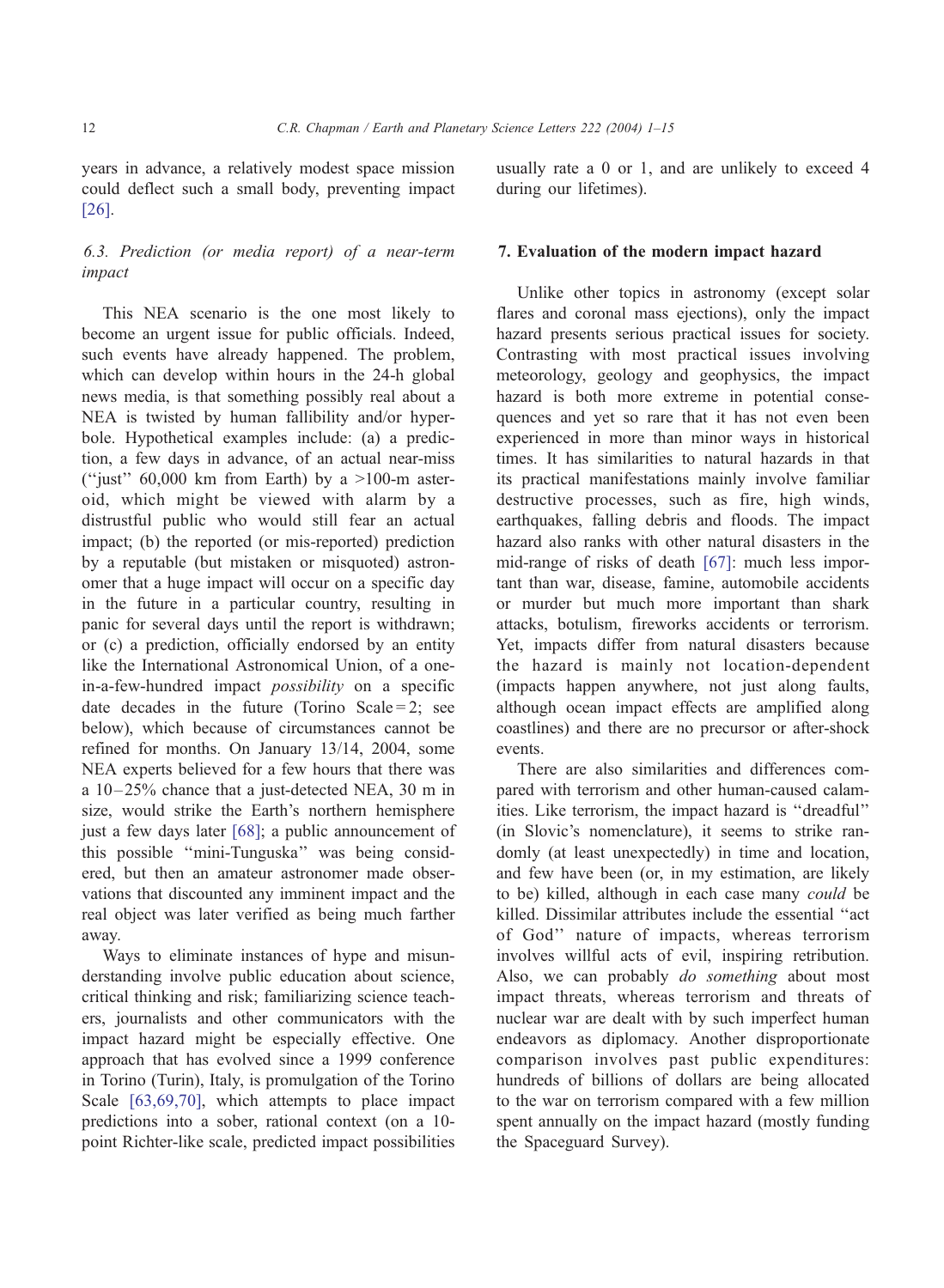years in advance, a relatively modest space mission could deflect such a small body, preventing impact [26].

### 6.3. Prediction (or media report) of a near-term impact

This NEA scenario is the one most likely to become an urgent issue for public officials. Indeed, such events have already happened. The problem, which can develop within hours in the 24-h global news media, is that something possibly real about a NEA is twisted by human fallibility and/or hyperbole. Hypothetical examples include: (a) a prediction, a few days in advance, of an actual near-miss (''just'' 60,000 km from Earth) by a >100-m asteroid, which might be viewed with alarm by a distrustful public who would still fear an actual impact; (b) the reported (or mis-reported) prediction by a reputable (but mistaken or misquoted) astronomer that a huge impact will occur on a specific day in the future in a particular country, resulting in panic for several days until the report is withdrawn; or (c) a prediction, officially endorsed by an entity like the International Astronomical Union, of a one-in-a-few-hundred impact *possibility* on a specific date decades in the future (Torino Scale = 2; see below), which because of circumstances cannot be refined for months. On January 13/14, 2004, some NEA experts believed for a few hours that there was a 10–25% chance that a just-detected NEA, 30 m in size, would strike the Earth's northern hemisphere just a few days later [68]; a public announcement of this possible ''mini-Tunguska'' was being considered, but then an amateur astronomer made observations that discounted any imminent impact and the real object was later verified as being much farther away.

Ways to eliminate instances of hype and misunderstanding involve public education about science, critical thinking and risk; familiarizing science teachers, journalists and other communicators with the impact hazard might be especially effective. One approach that has evolved since a 1999 conference in Torino (Turin), Italy, is promulgation of the Torino Scale [63,69,70], which attempts to place impact predictions into a sober, rational context (on a 10-point Richter-like scale, predicted impact possibilities usually rate a 0 or 1, and are unlikely to exceed 4 during our lifetimes).

## 7. Evaluation of the modern impact hazard

Unlike other topics in astronomy (except solar flares and coronal mass ejections), only the impact hazard presents serious practical issues for society. Contrasting with most practical issues involving meteorology, geology and geophysics, the impact hazard is both more extreme in potential consequences and yet so rare that it has not even been experienced in more than minor ways in historical times. It has similarities to natural hazards in that its practical manifestations mainly involve familiar destructive processes, such as fire, high winds, earthquakes, falling debris and floods. The impact hazard also ranks with other natural disasters in the mid-range of risks of death [67]: much less important than war, disease, famine, automobile accidents or murder but much more important than shark attacks, botulism, fireworks accidents or terrorism. Yet, impacts differ from natural disasters because the hazard is mainly not location-dependent (impacts happen anywhere, not just along faults, although ocean impact effects are amplified along coastlines) and there are no precursor or after-shock events.

There are also similarities and differences compared with terrorism and other human-caused calamities. Like terrorism, the impact hazard is ''dreadful'' (in Slovic's nomenclature), it seems to strike randomly (at least unexpectedly) in time and location, and few have been (or, in my estimation, are likely to be) killed, although in each case many *could* be killed. Dissimilar attributes include the essential ''act of God'' nature of impacts, whereas terrorism involves willful acts of evil, inspiring retribution. Also, we can probably *do something* about most impact threats, whereas terrorism and threats of nuclear war are dealt with by such imperfect human endeavors as diplomacy. Another disproportionate comparison involves past public expenditures: hundreds of billions of dollars are being allocated to the war on terrorism compared with a few million spent annually on the impact hazard (mostly funding the Spaceguard Survey).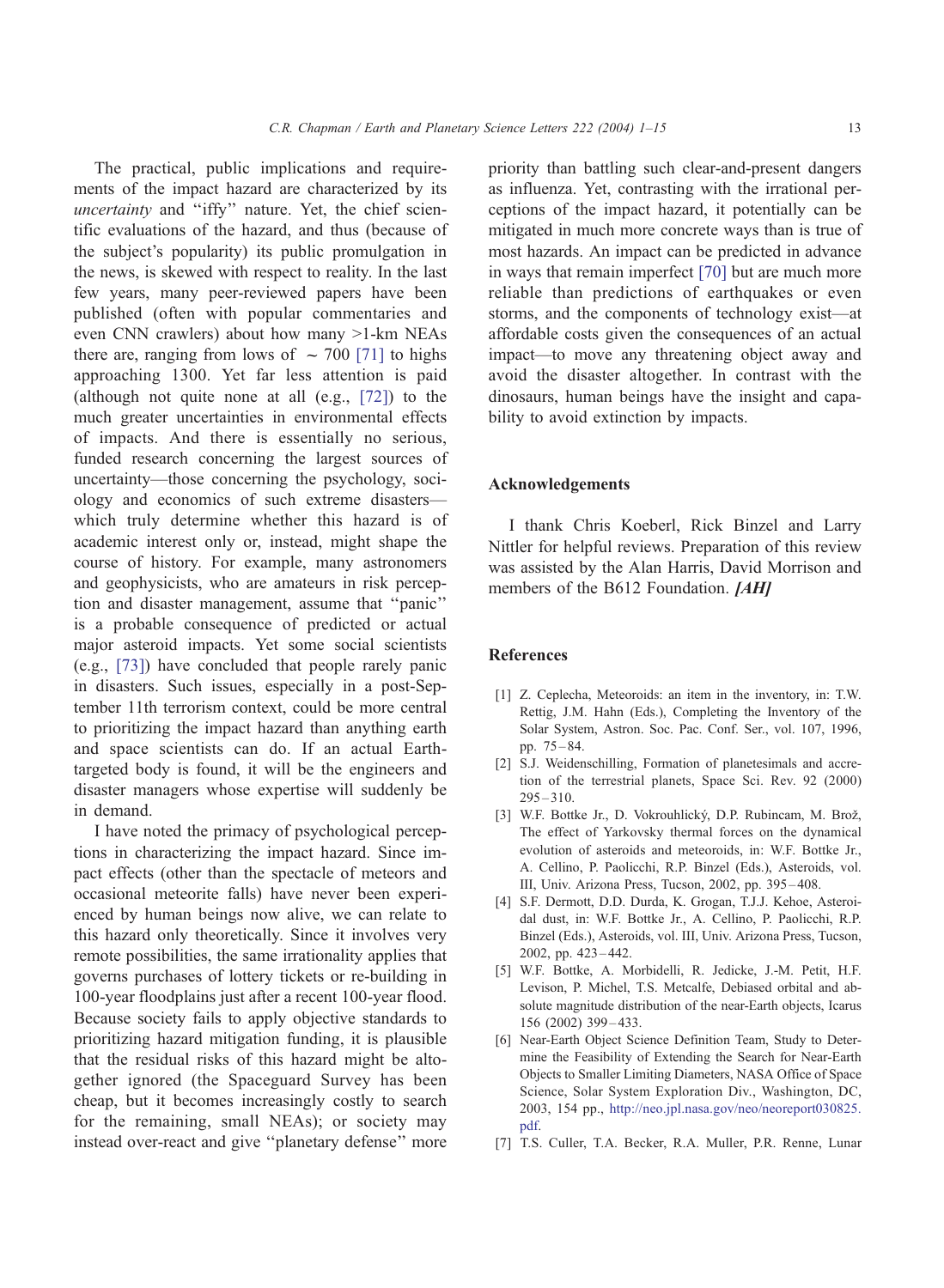The practical, public implications and requirements of the impact hazard are characterized by its *uncertainty* and "iffy" nature. Yet, the chief scientific evaluations of the hazard, and thus (because of the subject's popularity) its public promulgation in the news, is skewed with respect to reality. In the last few years, many peer-reviewed papers have been published (often with popular commentaries and even CNN crawlers) about how many >1-km NEAs there are, ranging from lows of $\sim$ 700 [71] to highs approaching 1300. Yet far less attention is paid (although not quite none at all (e.g., [72]) to the much greater uncertainties in environmental effects of impacts. And there is essentially no serious, funded research concerning the largest sources of uncertainty—those concerning the psychology, sociology and economics of such extreme disasters—which truly determine whether this hazard is of academic interest only or, instead, might shape the course of history. For example, many astronomers and geophysicists, who are amateurs in risk perception and disaster management, assume that "panic" is a probable consequence of predicted or actual major asteroid impacts. Yet some social scientists (e.g., [73]) have concluded that people rarely panic in disasters. Such issues, especially in a post-September 11th terrorism context, could be more central to prioritizing the impact hazard than anything earth and space scientists can do. If an actual Earth-targeted body is found, it will be the engineers and disaster managers whose expertise will suddenly be in demand.

I have noted the primacy of psychological perceptions in characterizing the impact hazard. Since impact effects (other than the spectacle of meteors and occasional meteorite falls) have never been experienced by human beings now alive, we can relate to this hazard only theoretically. Since it involves very remote possibilities, the same irrationality applies that governs purchases of lottery tickets or re-building in 100-year floodplains just after a recent 100-year flood. Because society fails to apply objective standards to prioritizing hazard mitigation funding, it is plausible that the residual risks of this hazard might be altogether ignored (the Spaceguard Survey has been cheap, but it becomes increasingly costly to search for the remaining, small NEAs); or society may instead over-react and give "planetary defense" more priority than battling such clear-and-present dangers as influenza. Yet, contrasting with the irrational perceptions of the impact hazard, it potentially can be mitigated in much more concrete ways than is true of most hazards. An impact can be predicted in advance in ways that remain imperfect [70] but are much more reliable than predictions of earthquakes or even storms, and the components of technology exist—at affordable costs given the consequences of an actual impact—to move any threatening object away and avoid the disaster altogether. In contrast with the dinosaurs, human beings have the insight and capability to avoid extinction by impacts.

## Acknowledgements

I thank Chris Koeberl, Rick Binzel and Larry Nittler for helpful reviews. Preparation of this review was assisted by the Alan Harris, David Morrison and members of the B612 Foundation. ***[AH]***

## References

[1] Z. Ceplecha, Meteoroids: an item in the inventory, in: T.W. Rettig, J.M. Hahn (Eds.), Completing the Inventory of the Solar System, Astron. Soc. Pac. Conf. Ser., vol. 107, 1996, pp. 75–84.

[2] S.J. Weidenschilling, Formation of planetesimals and accretion of the terrestrial planets, Space Sci. Rev. 92 (2000) 295–310.

[3] W.F. Bottke Jr., D. Vokrouhlický, D.P. Rubincam, M. Brož, The effect of Yarkovsky thermal forces on the dynamical evolution of asteroids and meteoroids, in: W.F. Bottke Jr., A. Cellino, P. Paolicchi, R.P. Binzel (Eds.), Asteroids, vol. III, Univ. Arizona Press, Tucson, 2002, pp. 395–408.

[4] S.F. Dermott, D.D. Durda, K. Grogan, T.J.J. Kehoe, Asteroidal dust, in: W.F. Bottke Jr., A. Cellino, P. Paolicchi, R.P. Binzel (Eds.), Asteroids, vol. III, Univ. Arizona Press, Tucson, 2002, pp. 423–442.

[5] W.F. Bottke, A. Morbidelli, R. Jedicke, J.-M. Petit, H.F. Levison, P. Michel, T.S. Metcalfe, Debiased orbital and absolute magnitude distribution of the near-Earth objects, Icarus 156 (2002) 399–433.

[6] Near-Earth Object Science Definition Team, Study to Determine the Feasibility of Extending the Search for Near-Earth Objects to Smaller Limiting Diameters, NASA Office of Space Science, Solar System Exploration Div., Washington, DC, 2003, 154 pp., http://neo.jpl.nasa.gov/neo/neoreport030825.pdf.

[7] T.S. Culler, T.A. Becker, R.A. Muller, P.R. Renne, Lunar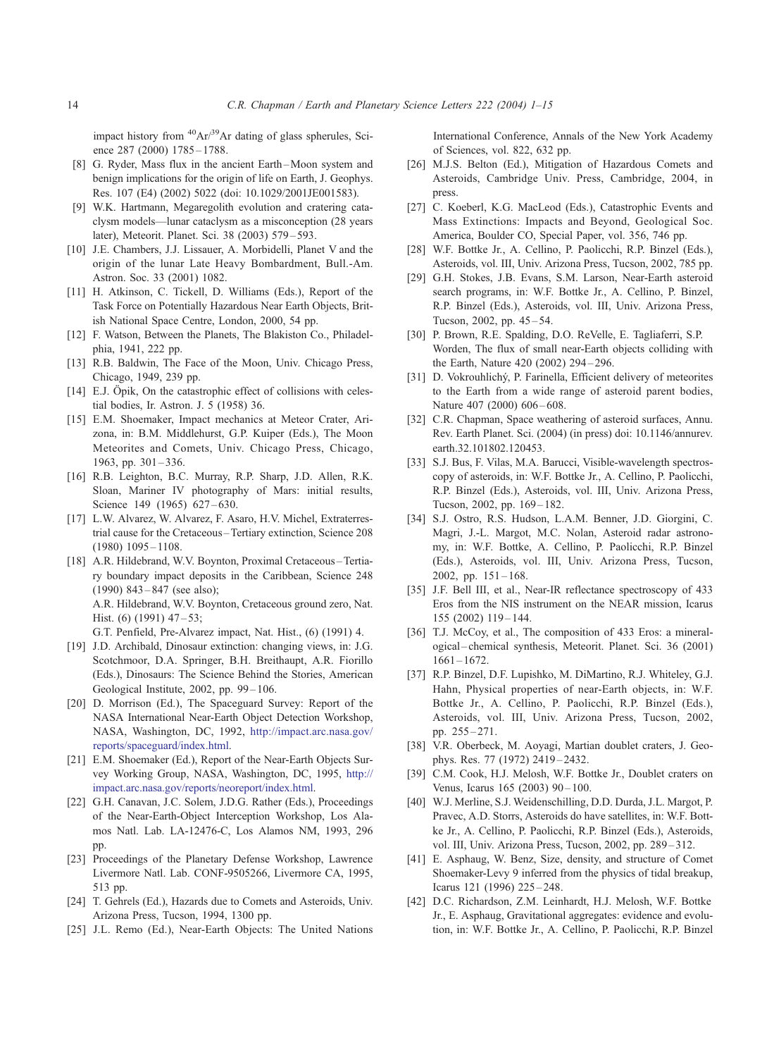impact history from $^{40}Ar/^{39}Ar$ dating of glass spherules, Science 287 (2000) 1785–1788.

[8] G. Ryder, Mass flux in the ancient Earth–Moon system and benign implications for the origin of life on Earth, J. Geophys. Res. 107 (E4) (2002) 5022 (doi: 10.1029/2001JE001583).

[9] W.K. Hartmann, Megaregolith evolution and cratering cataclysm models—lunar cataclysm as a misconception (28 years later), Meteorit. Planet. Sci. 38 (2003) 579–593.

[10] J.E. Chambers, J.J. Lissauer, A. Morbidelli, Planet V and the origin of the lunar Late Heavy Bombardment, Bull.-Am. Astron. Soc. 33 (2001) 1082.

[11] H. Atkinson, C. Tickell, D. Williams (Eds.), Report of the Task Force on Potentially Hazardous Near Earth Objects, British National Space Centre, London, 2000, 54 pp.

[12] F. Watson, Between the Planets, The Blakiston Co., Philadelphia, 1941, 222 pp.

[13] R.B. Baldwin, The Face of the Moon, Univ. Chicago Press, Chicago, 1949, 239 pp.

[14] E.J. Öpik, On the catastrophic effect of collisions with celestial bodies, Ir. Astron. J. 5 (1958) 36.

[15] E.M. Shoemaker, Impact mechanics at Meteor Crater, Arizona, in: B.M. Middlehurst, G.P. Kuiper (Eds.), The Moon Meteorites and Comets, Univ. Chicago Press, Chicago, 1963, pp. 301–336.

[16] R.B. Leighton, B.C. Murray, R.P. Sharp, J.D. Allen, R.K. Sloan, Mariner IV photography of Mars: initial results, Science 149 (1965) 627–630.

[17] L.W. Alvarez, W. Alvarez, F. Asaro, H.V. Michel, Extraterrestrial cause for the Cretaceous–Tertiary extinction, Science 208 (1980) 1095–1108.

[18] A.R. Hildebrand, W.V. Boynton, Proximal Cretaceous–Tertiary boundary impact deposits in the Caribbean, Science 248 (1990) 843–847 (see also);
A.R. Hildebrand, W.V. Boynton, Cretaceous ground zero, Nat. Hist. (6) (1991) 47–53;
G.T. Penfield, Pre-Alvarez impact, Nat. Hist., (6) (1991) 4.

[19] J.D. Archibald, Dinosaur extinction: changing views, in: J.G. Scotchmoor, D.A. Springer, B.H. Breithaupt, A.R. Fiorillo (Eds.), Dinosaurs: The Science Behind the Stories, American Geological Institute, 2002, pp. 99–106.

[20] D. Morrison (Ed.), The Spaceguard Survey: Report of the NASA International Near-Earth Object Detection Workshop, NASA, Washington, DC, 1992, http://impact.arc.nasa.gov/reports/spaceguard/index.html.

[21] E.M. Shoemaker (Ed.), Report of the Near-Earth Objects Survey Working Group, NASA, Washington, DC, 1995, http://impact.arc.nasa.gov/reports/neoreport/index.html.

[22] G.H. Canavan, J.C. Solem, J.D.G. Rather (Eds.), Proceedings of the Near-Earth-Object Interception Workshop, Los Alamos Natl. Lab. LA-12476-C, Los Alamos NM, 1993, 296 pp.

[23] Proceedings of the Planetary Defense Workshop, Lawrence Livermore Natl. Lab. CONF-9505266, Livermore CA, 1995, 513 pp.

[24] T. Gehrels (Ed.), Hazards due to Comets and Asteroids, Univ. Arizona Press, Tucson, 1994, 1300 pp.

[25] J.L. Remo (Ed.), Near-Earth Objects: The United Nations International Conference, Annals of the New York Academy of Sciences, vol. 822, 632 pp.

[26] M.J.S. Belton (Ed.), Mitigation of Hazardous Comets and Asteroids, Cambridge Univ. Press, Cambridge, 2004, in press.

[27] C. Koeberl, K.G. MacLeod (Eds.), Catastrophic Events and Mass Extinctions: Impacts and Beyond, Geological Soc. America, Boulder CO, Special Paper, vol. 356, 746 pp.

[28] W.F. Bottke Jr., A. Cellino, P. Paolicchi, R.P. Binzel (Eds.), Asteroids, vol. III, Univ. Arizona Press, Tucson, 2002, 785 pp.

[29] G.H. Stokes, J.B. Evans, S.M. Larson, Near-Earth asteroid search programs, in: W.F. Bottke Jr., A. Cellino, P. Binzel, R.P. Binzel (Eds.), Asteroids, vol. III, Univ. Arizona Press, Tucson, 2002, pp. 45–54.

[30] P. Brown, R.E. Spalding, D.O. ReVelle, E. Tagliaferri, S.P. Worden, The flux of small near-Earth objects colliding with the Earth, Nature 420 (2002) 294–296.

[31] D. Vokrouhlický, P. Farinella, Efficient delivery of meteorites to the Earth from a wide range of asteroid parent bodies, Nature 407 (2000) 606–608.

[32] C.R. Chapman, Space weathering of asteroid surfaces, Annu. Rev. Earth Planet. Sci. (2004) (in press) doi: 10.1146/annurev.earth.32.101802.120453.

[33] S.J. Bus, F. Vilas, M.A. Barucci, Visible-wavelength spectroscopy of asteroids, in: W.F. Bottke Jr., A. Cellino, P. Paolicchi, R.P. Binzel (Eds.), Asteroids, vol. III, Univ. Arizona Press, Tucson, 2002, pp. 169–182.

[34] S.J. Ostro, R.S. Hudson, L.A.M. Benner, J.D. Giorgini, C. Magri, J.-L. Margot, M.C. Nolan, Asteroid radar astronomy, in: W.F. Bottke, A. Cellino, P. Paolicchi, R.P. Binzel (Eds.), Asteroids, vol. III, Univ. Arizona Press, Tucson, 2002, pp. 151–168.

[35] J.F. Bell III, et al., Near-IR reflectance spectroscopy of 433 Eros from the NIS instrument on the NEAR mission, Icarus 155 (2002) 119–144.

[36] T.J. McCoy, et al., The composition of 433 Eros: a mineralogical–chemical synthesis, Meteorit. Planet. Sci. 36 (2001) 1661–1672.

[37] R.P. Binzel, D.F. Lupishko, M. DiMartino, R.J. Whiteley, G.J. Hahn, Physical properties of near-Earth objects, in: W.F. Bottke Jr., A. Cellino, P. Paolicchi, R.P. Binzel (Eds.), Asteroids, vol. III, Univ. Arizona Press, Tucson, 2002, pp. 255–271.

[38] V.R. Oberbeck, M. Aoyagi, Martian doublet craters, J. Geophys. Res. 77 (1972) 2419–2432.

[39] C.M. Cook, H.J. Melosh, W.F. Bottke Jr., Doublet craters on Venus, Icarus 165 (2003) 90–100.

[40] W.J. Merline, S.J. Weidenschilling, D.D. Durda, J.L. Margot, P. Pravec, A.D. Storrs, Asteroids do have satellites, in: W.F. Bottke Jr., A. Cellino, P. Paolicchi, R.P. Binzel (Eds.), Asteroids, vol. III, Univ. Arizona Press, Tucson, 2002, pp. 289–312.

[41] E. Asphaug, W. Benz, Size, density, and structure of Comet Shoemaker-Levy 9 inferred from the physics of tidal breakup, Icarus 121 (1996) 225–248.

[42] D.C. Richardson, Z.M. Leinhardt, H.J. Melosh, W.F. Bottke Jr., E. Asphaug, Gravitational aggregates: evidence and evolution, in: W.F. Bottke Jr., A. Cellino, P. Paolicchi, R.P. Binzel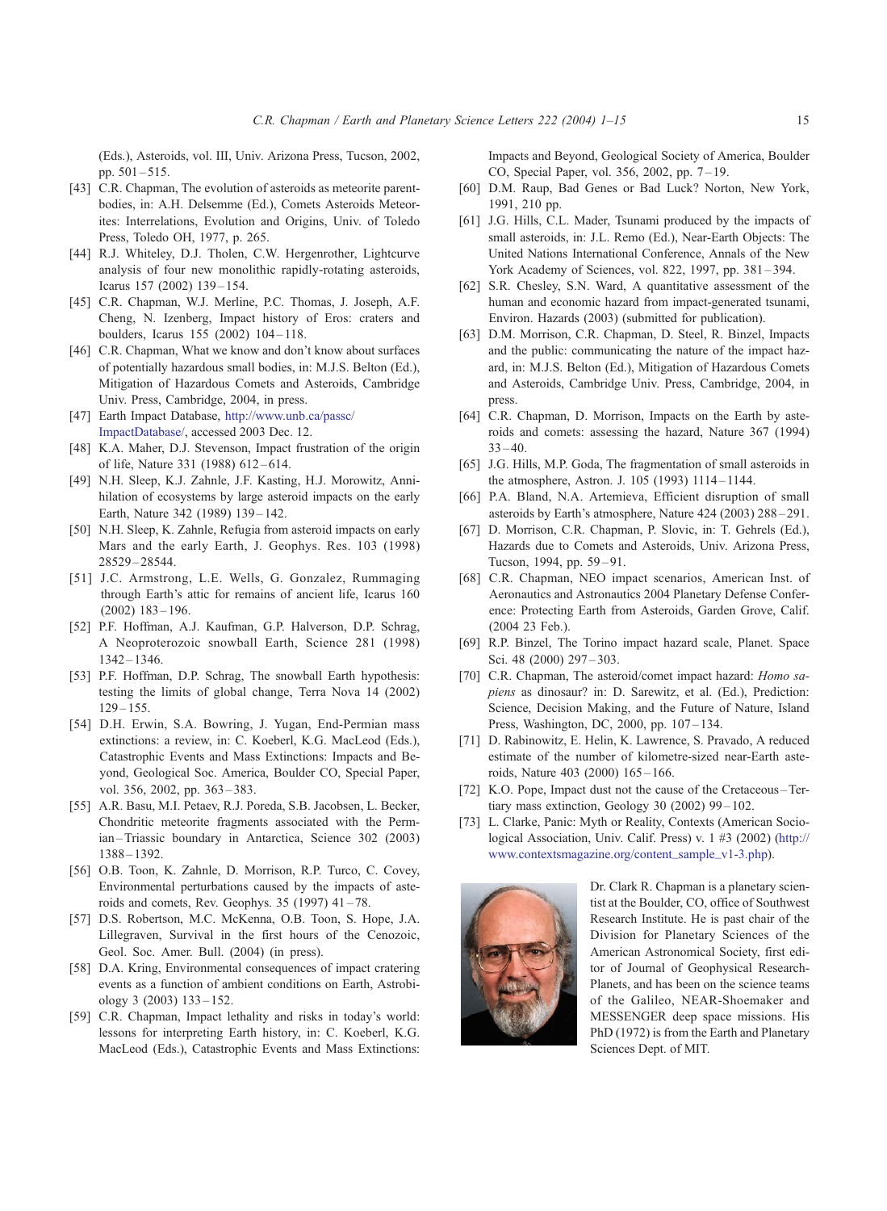(Eds.), Asteroids, vol. III, Univ. Arizona Press, Tucson, 2002, pp. 501–515.

[43] C.R. Chapman, The evolution of asteroids as meteorite parent-bodies, in: A.H. Delsemme (Ed.), Comets Asteroids Meteorites: Interrelations, Evolution and Origins, Univ. of Toledo Press, Toledo OH, 1977, p. 265.

[44] R.J. Whiteley, D.J. Tholen, C.W. Hergenrother, Lightcurve analysis of four new monolithic rapidly-rotating asteroids, Icarus 157 (2002) 139–154.

[45] C.R. Chapman, W.J. Merline, P.C. Thomas, J. Joseph, A.F. Cheng, N. Izenberg, Impact history of Eros: craters and boulders, Icarus 155 (2002) 104–118.

[46] C.R. Chapman, What we know and don't know about surfaces of potentially hazardous small bodies, in: M.J.S. Belton (Ed.), Mitigation of Hazardous Comets and Asteroids, Cambridge Univ. Press, Cambridge, 2004, in press.

[47] Earth Impact Database, http://www.unb.ca/passc/ImpactDatabase/, accessed 2003 Dec. 12.

[48] K.A. Maher, D.J. Stevenson, Impact frustration of the origin of life, Nature 331 (1988) 612–614.

[49] N.H. Sleep, K.J. Zahnle, J.F. Kasting, H.J. Morowitz, Annihilation of ecosystems by large asteroid impacts on the early Earth, Nature 342 (1989) 139–142.

[50] N.H. Sleep, K. Zahnle, Refugia from asteroid impacts on early Mars and the early Earth, J. Geophys. Res. 103 (1998) 28529–28544.

[51] J.C. Armstrong, L.E. Wells, G. Gonzalez, Rummaging through Earth's attic for remains of ancient life, Icarus 160 (2002) 183–196.

[52] P.F. Hoffman, A.J. Kaufman, G.P. Halverson, D.P. Schrag, A Neoproterozoic snowball Earth, Science 281 (1998) 1342–1346.

[53] P.F. Hoffman, D.P. Schrag, The snowball Earth hypothesis: testing the limits of global change, Terra Nova 14 (2002) 129–155.

[54] D.H. Erwin, S.A. Bowring, J. Yugan, End-Permian mass extinctions: a review, in: C. Koeberl, K.G. MacLeod (Eds.), Catastrophic Events and Mass Extinctions: Impacts and Beyond, Geological Soc. America, Boulder CO, Special Paper, vol. 356, 2002, pp. 363–383.

[55] A.R. Basu, M.I. Petaev, R.J. Poreda, S.B. Jacobsen, L. Becker, Chondritic meteorite fragments associated with the Permian–Triassic boundary in Antarctica, Science 302 (2003) 1388–1392.

[56] O.B. Toon, K. Zahnle, D. Morrison, R.P. Turco, C. Covey, Environmental perturbations caused by the impacts of asteroids and comets, Rev. Geophys. 35 (1997) 41–78.

[57] D.S. Robertson, M.C. McKenna, O.B. Toon, S. Hope, J.A. Lillegraven, Survival in the first hours of the Cenozoic, Geol. Soc. Amer. Bull. (2004) (in press).

[58] D.A. Kring, Environmental consequences of impact cratering events as a function of ambient conditions on Earth, Astrobiology 3 (2003) 133–152.

[59] C.R. Chapman, Impact lethality and risks in today's world: lessons for interpreting Earth history, in: C. Koeberl, K.G. MacLeod (Eds.), Catastrophic Events and Mass Extinctions: Impacts and Beyond, Geological Society of America, Boulder CO, Special Paper, vol. 356, 2002, pp. 7–19.

[60] D.M. Raup, Bad Genes or Bad Luck? Norton, New York, 1991, 210 pp.

[61] J.G. Hills, C.L. Mader, Tsunami produced by the impacts of small asteroids, in: J.L. Remo (Ed.), Near-Earth Objects: The United Nations International Conference, Annals of the New York Academy of Sciences, vol. 822, 1997, pp. 381–394.

[62] S.R. Chesley, S.N. Ward, A quantitative assessment of the human and economic hazard from impact-generated tsunami, Environ. Hazards (2003) (submitted for publication).

[63] D.M. Morrison, C.R. Chapman, D. Steel, R. Binzel, Impacts and the public: communicating the nature of the impact hazard, in: M.J.S. Belton (Ed.), Mitigation of Hazardous Comets and Asteroids, Cambridge Univ. Press, Cambridge, 2004, in press.

[64] C.R. Chapman, D. Morrison, Impacts on the Earth by asteroids and comets: assessing the hazard, Nature 367 (1994) 33–40.

[65] J.G. Hills, M.P. Goda, The fragmentation of small asteroids in the atmosphere, Astron. J. 105 (1993) 1114–1144.

[66] P.A. Bland, N.A. Artemieva, Efficient disruption of small asteroids by Earth's atmosphere, Nature 424 (2003) 288–291.

[67] D. Morrison, C.R. Chapman, P. Slovic, in: T. Gehrels (Ed.), Hazards due to Comets and Asteroids, Univ. Arizona Press, Tucson, 1994, pp. 59–91.

[68] C.R. Chapman, NEO impact scenarios, American Inst. of Aeronautics and Astronautics 2004 Planetary Defense Conference: Protecting Earth from Asteroids, Garden Grove, Calif. (2004 23 Feb.).

[69] R.P. Binzel, The Torino impact hazard scale, Planet. Space Sci. 48 (2000) 297–303.

[70] C.R. Chapman, The asteroid/comet impact hazard: *Homo sapiens* as dinosaur? in: D. Sarewitz, et al. (Ed.), Prediction: Science, Decision Making, and the Future of Nature, Island Press, Washington, DC, 2000, pp. 107–134.

[71] D. Rabinowitz, E. Helin, K. Lawrence, S. Pravado, A reduced estimate of the number of kilometre-sized near-Earth asteroids, Nature 403 (2000) 165–166.

[72] K.O. Pope, Impact dust not the cause of the Cretaceous–Tertiary mass extinction, Geology 30 (2002) 99–102.

[73] L. Clarke, Panic: Myth or Reality, Contexts (American Sociological Association, Univ. Calif. Press) v. 1 #3 (2002) (http://www.contextsmagazine.org/content_sample_v1-3.php).

Dr. Clark R. Chapman is a planetary scientist at the Boulder, CO, office of Southwest Research Institute. He is past chair of the Division for Planetary Sciences of the American Astronomical Society, first editor of Journal of Geophysical Research-Planets, and has been on the science teams of the Galileo, NEAR-Shoemaker and MESSENGER deep space missions. His PhD (1972) is from the Earth and Planetary Sciences Dept. of MIT.